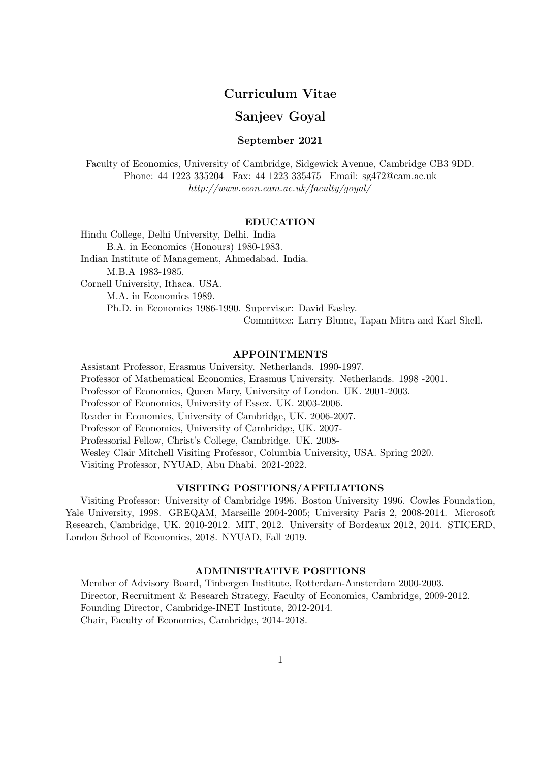# Curriculum Vitae

## Sanjeev Goyal

### September 2021

Faculty of Economics, University of Cambridge, Sidgewick Avenue, Cambridge CB3 9DD.
Phone: 44 1223 335204 Fax: 44 1223 335475 Email: sg472@cam.ac.uk
*http://www.econ.cam.ac.uk/faculty/goyal/*

## EDUCATION

Hindu College, Delhi University, Delhi. India
B.A. in Economics (Honours) 1980-1983.
Indian Institute of Management, Ahmedabad. India.
M.B.A 1983-1985.
Cornell University, Ithaca. USA.
M.A. in Economics 1989.
Ph.D. in Economics 1986-1990. Supervisor: David Easley.
Committee: Larry Blume, Tapan Mitra and Karl Shell.

## APPOINTMENTS

Assistant Professor, Erasmus University. Netherlands. 1990-1997.
Professor of Mathematical Economics, Erasmus University. Netherlands. 1998 -2001.
Professor of Economics, Queen Mary, University of London. UK. 2001-2003.
Professor of Economics, University of Essex. UK. 2003-2006.
Reader in Economics, University of Cambridge, UK. 2006-2007.
Professor of Economics, University of Cambridge, UK. 2007-
Professorial Fellow, Christ's College, Cambridge. UK. 2008-
Wesley Clair Mitchell Visiting Professor, Columbia University, USA. Spring 2020.
Visiting Professor, NYUAD, Abu Dhabi. 2021-2022.

## VISITING POSITIONS/AFFILIATIONS

Visiting Professor: University of Cambridge 1996. Boston University 1996. Cowles Foundation, Yale University, 1998. GREQAM, Marseille 2004-2005; University Paris 2, 2008-2014. Microsoft Research, Cambridge, UK. 2010-2012. MIT, 2012. University of Bordeaux 2012, 2014. STICERD, London School of Economics, 2018. NYUAD, Fall 2019.

## ADMINISTRATIVE POSITIONS

Member of Advisory Board, Tinbergen Institute, Rotterdam-Amsterdam 2000-2003.
Director, Recruitment & Research Strategy, Faculty of Economics, Cambridge, 2009-2012.
Founding Director, Cambridge-INET Institute, 2012-2014.
Chair, Faculty of Economics, Cambridge, 2014-2018.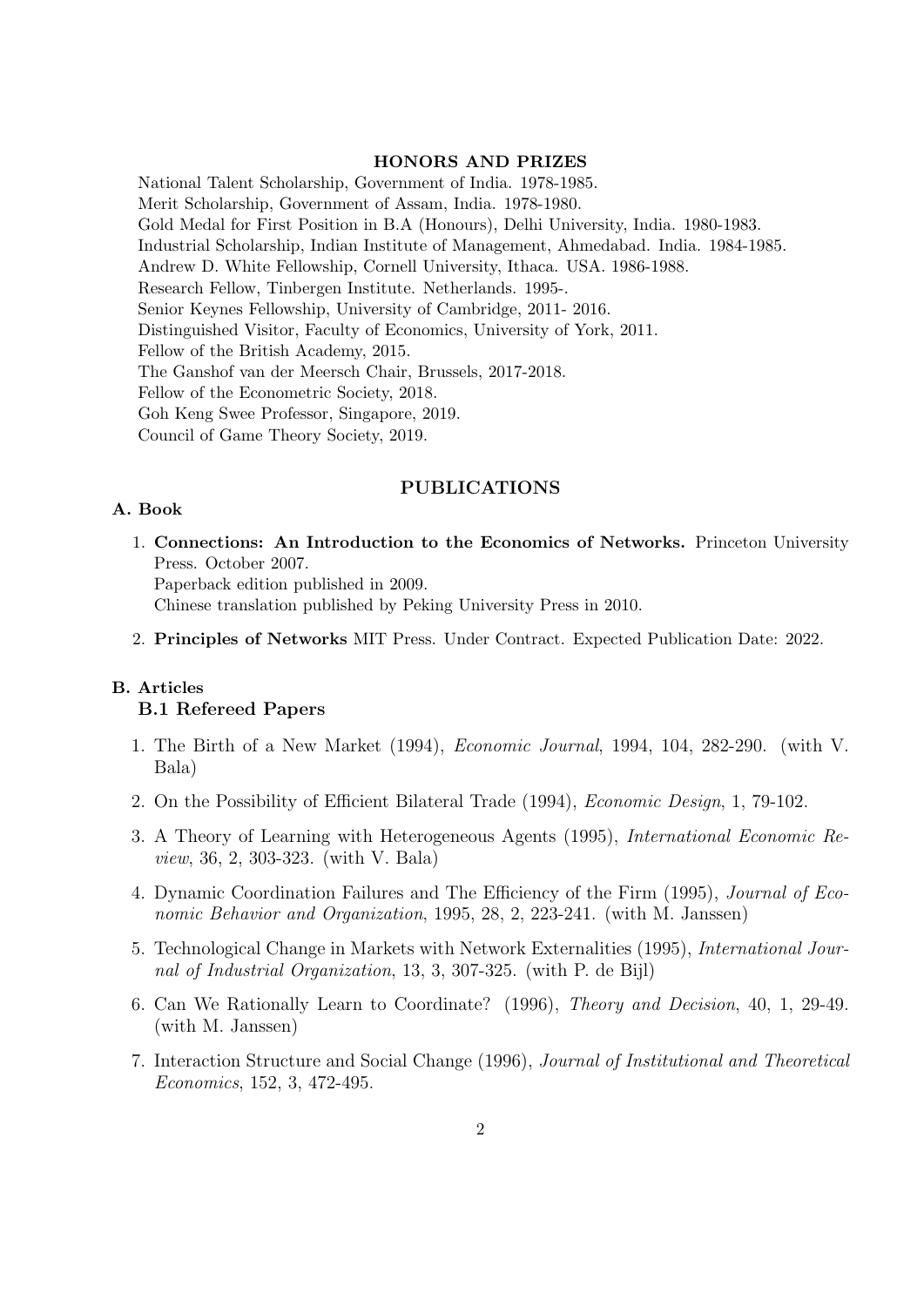## HONORS AND PRIZES

National Talent Scholarship, Government of India. 1978-1985.
Merit Scholarship, Government of Assam, India. 1978-1980.
Gold Medal for First Position in B.A (Honours), Delhi University, India. 1980-1983.
Industrial Scholarship, Indian Institute of Management, Ahmedabad. India. 1984-1985.
Andrew D. White Fellowship, Cornell University, Ithaca. USA. 1986-1988.
Research Fellow, Tinbergen Institute. Netherlands. 1995-.
Senior Keynes Fellowship, University of Cambridge, 2011- 2016.
Distinguished Visitor, Faculty of Economics, University of York, 2011.
Fellow of the British Academy, 2015.
The Ganshof van der Meersch Chair, Brussels, 2017-2018.
Fellow of the Econometric Society, 2018.
Goh Keng Swee Professor, Singapore, 2019.
Council of Game Theory Society, 2019.

## PUBLICATIONS

### A. Book

1. **Connections: An Introduction to the Economics of Networks.** Princeton University Press. October 2007.
   Paperback edition published in 2009.
   Chinese translation published by Peking University Press in 2010.

2. **Principles of Networks** MIT Press. Under Contract. Expected Publication Date: 2022.

### B. Articles

#### B.1 Refereed Papers

1. The Birth of a New Market (1994), *Economic Journal*, 1994, 104, 282-290. (with V. Bala)

2. On the Possibility of Efficient Bilateral Trade (1994), *Economic Design*, 1, 79-102.

3. A Theory of Learning with Heterogeneous Agents (1995), *International Economic Review*, 36, 2, 303-323. (with V. Bala)

4. Dynamic Coordination Failures and The Efficiency of the Firm (1995), *Journal of Economic Behavior and Organization*, 1995, 28, 2, 223-241. (with M. Janssen)

5. Technological Change in Markets with Network Externalities (1995), *International Journal of Industrial Organization*, 13, 3, 307-325. (with P. de Bijl)

6. Can We Rationally Learn to Coordinate? (1996), *Theory and Decision*, 40, 1, 29-49. (with M. Janssen)

7. Interaction Structure and Social Change (1996), *Journal of Institutional and Theoretical Economics*, 152, 3, 472-495.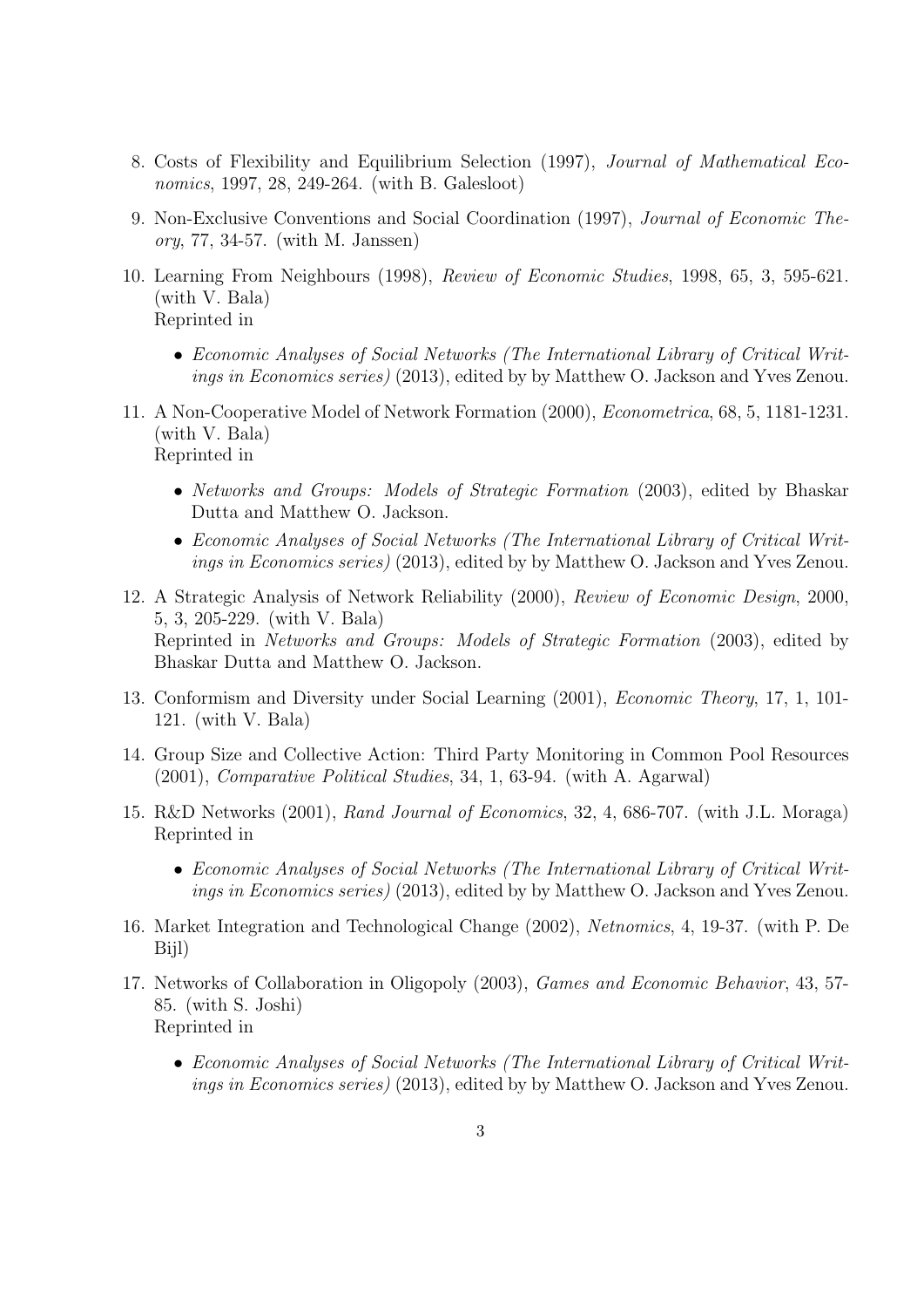8. Costs of Flexibility and Equilibrium Selection (1997), *Journal of Mathematical Economics*, 1997, 28, 249-264. (with B. Galesloot)

9. Non-Exclusive Conventions and Social Coordination (1997), *Journal of Economic Theory*, 77, 34-57. (with M. Janssen)

10. Learning From Neighbours (1998), *Review of Economic Studies*, 1998, 65, 3, 595-621. (with V. Bala)
    Reprinted in

    - *Economic Analyses of Social Networks (The International Library of Critical Writings in Economics series)* (2013), edited by by Matthew O. Jackson and Yves Zenou.

11. A Non-Cooperative Model of Network Formation (2000), *Econometrica*, 68, 5, 1181-1231. (with V. Bala)
    Reprinted in

    - *Networks and Groups: Models of Strategic Formation* (2003), edited by Bhaskar Dutta and Matthew O. Jackson.
    - *Economic Analyses of Social Networks (The International Library of Critical Writings in Economics series)* (2013), edited by by Matthew O. Jackson and Yves Zenou.

12. A Strategic Analysis of Network Reliability (2000), *Review of Economic Design*, 2000, 5, 3, 205-229. (with V. Bala)
    Reprinted in *Networks and Groups: Models of Strategic Formation* (2003), edited by Bhaskar Dutta and Matthew O. Jackson.

13. Conformism and Diversity under Social Learning (2001), *Economic Theory*, 17, 1, 101-121. (with V. Bala)

14. Group Size and Collective Action: Third Party Monitoring in Common Pool Resources (2001), *Comparative Political Studies*, 34, 1, 63-94. (with A. Agarwal)

15. R&D Networks (2001), *Rand Journal of Economics*, 32, 4, 686-707. (with J.L. Moraga)
    Reprinted in

    - *Economic Analyses of Social Networks (The International Library of Critical Writings in Economics series)* (2013), edited by by Matthew O. Jackson and Yves Zenou.

16. Market Integration and Technological Change (2002), *Netnomics*, 4, 19-37. (with P. De Bijl)

17. Networks of Collaboration in Oligopoly (2003), *Games and Economic Behavior*, 43, 57-85. (with S. Joshi)
    Reprinted in

    - *Economic Analyses of Social Networks (The International Library of Critical Writings in Economics series)* (2013), edited by by Matthew O. Jackson and Yves Zenou.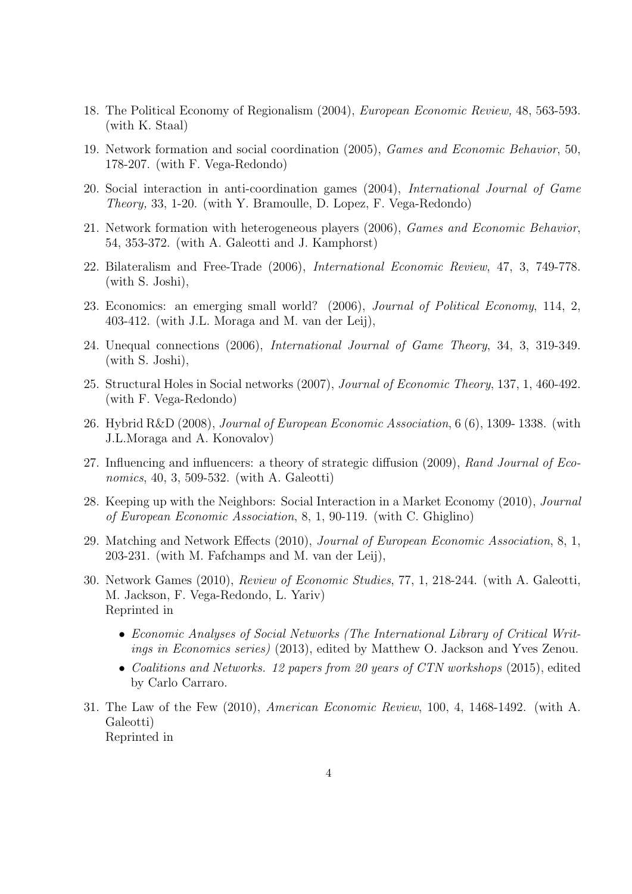18. The Political Economy of Regionalism (2004), *European Economic Review,* 48, 563-593. (with K. Staal)

19. Network formation and social coordination (2005), *Games and Economic Behavior*, 50, 178-207. (with F. Vega-Redondo)

20. Social interaction in anti-coordination games (2004), *International Journal of Game Theory,* 33, 1-20. (with Y. Bramoulle, D. Lopez, F. Vega-Redondo)

21. Network formation with heterogeneous players (2006), *Games and Economic Behavior*, 54, 353-372. (with A. Galeotti and J. Kamphorst)

22. Bilateralism and Free-Trade (2006), *International Economic Review*, 47, 3, 749-778. (with S. Joshi),

23. Economics: an emerging small world? (2006), *Journal of Political Economy*, 114, 2, 403-412. (with J.L. Moraga and M. van der Leij),

24. Unequal connections (2006), *International Journal of Game Theory*, 34, 3, 319-349. (with S. Joshi),

25. Structural Holes in Social networks (2007), *Journal of Economic Theory*, 137, 1, 460-492. (with F. Vega-Redondo)

26. Hybrid R&D (2008), *Journal of European Economic Association*, 6 (6), 1309- 1338. (with J.L.Moraga and A. Konovalov)

27. Influencing and influencers: a theory of strategic diffusion (2009), *Rand Journal of Economics*, 40, 3, 509-532. (with A. Galeotti)

28. Keeping up with the Neighbors: Social Interaction in a Market Economy (2010), *Journal of European Economic Association*, 8, 1, 90-119. (with C. Ghiglino)

29. Matching and Network Effects (2010), *Journal of European Economic Association*, 8, 1, 203-231. (with M. Fafchamps and M. van der Leij),

30. Network Games (2010), *Review of Economic Studies*, 77, 1, 218-244. (with A. Galeotti, M. Jackson, F. Vega-Redondo, L. Yariv)
    Reprinted in
    - *Economic Analyses of Social Networks (The International Library of Critical Writings in Economics series)* (2013), edited by Matthew O. Jackson and Yves Zenou.
    - *Coalitions and Networks. 12 papers from 20 years of CTN workshops* (2015), edited by Carlo Carraro.

31. The Law of the Few (2010), *American Economic Review*, 100, 4, 1468-1492. (with A. Galeotti)
    Reprinted in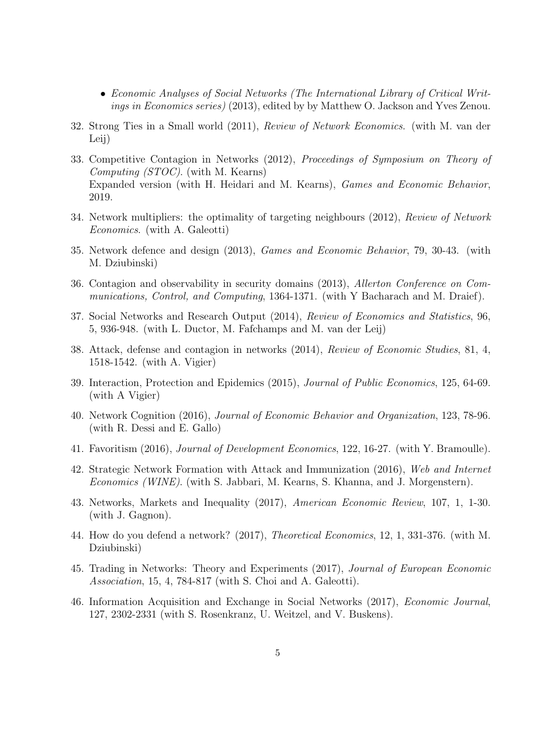- *Economic Analyses of Social Networks (The International Library of Critical Writings in Economics series)* (2013), edited by by Matthew O. Jackson and Yves Zenou.

32. Strong Ties in a Small world (2011), *Review of Network Economics*. (with M. van der Leij)

33. Competitive Contagion in Networks (2012), *Proceedings of Symposium on Theory of Computing (STOC)*. (with M. Kearns)
    Expanded version (with H. Heidari and M. Kearns), *Games and Economic Behavior*, 2019.

34. Network multipliers: the optimality of targeting neighbours (2012), *Review of Network Economics*. (with A. Galeotti)

35. Network defence and design (2013), *Games and Economic Behavior*, 79, 30-43. (with M. Dziubinski)

36. Contagion and observability in security domains (2013), *Allerton Conference on Communications, Control, and Computing*, 1364-1371. (with Y Bacharach and M. Draief).

37. Social Networks and Research Output (2014), *Review of Economics and Statistics*, 96, 5, 936-948. (with L. Ductor, M. Fafchamps and M. van der Leij)

38. Attack, defense and contagion in networks (2014), *Review of Economic Studies*, 81, 4, 1518-1542. (with A. Vigier)

39. Interaction, Protection and Epidemics (2015), *Journal of Public Economics*, 125, 64-69. (with A Vigier)

40. Network Cognition (2016), *Journal of Economic Behavior and Organization*, 123, 78-96. (with R. Dessi and E. Gallo)

41. Favoritism (2016), *Journal of Development Economics*, 122, 16-27. (with Y. Bramoulle).

42. Strategic Network Formation with Attack and Immunization (2016), *Web and Internet Economics (WINE)*. (with S. Jabbari, M. Kearns, S. Khanna, and J. Morgenstern).

43. Networks, Markets and Inequality (2017), *American Economic Review*, 107, 1, 1-30. (with J. Gagnon).

44. How do you defend a network? (2017), *Theoretical Economics*, 12, 1, 331-376. (with M. Dziubinski)

45. Trading in Networks: Theory and Experiments (2017), *Journal of European Economic Association*, 15, 4, 784-817 (with S. Choi and A. Galeotti).

46. Information Acquisition and Exchange in Social Networks (2017), *Economic Journal*, 127, 2302-2331 (with S. Rosenkranz, U. Weitzel, and V. Buskens).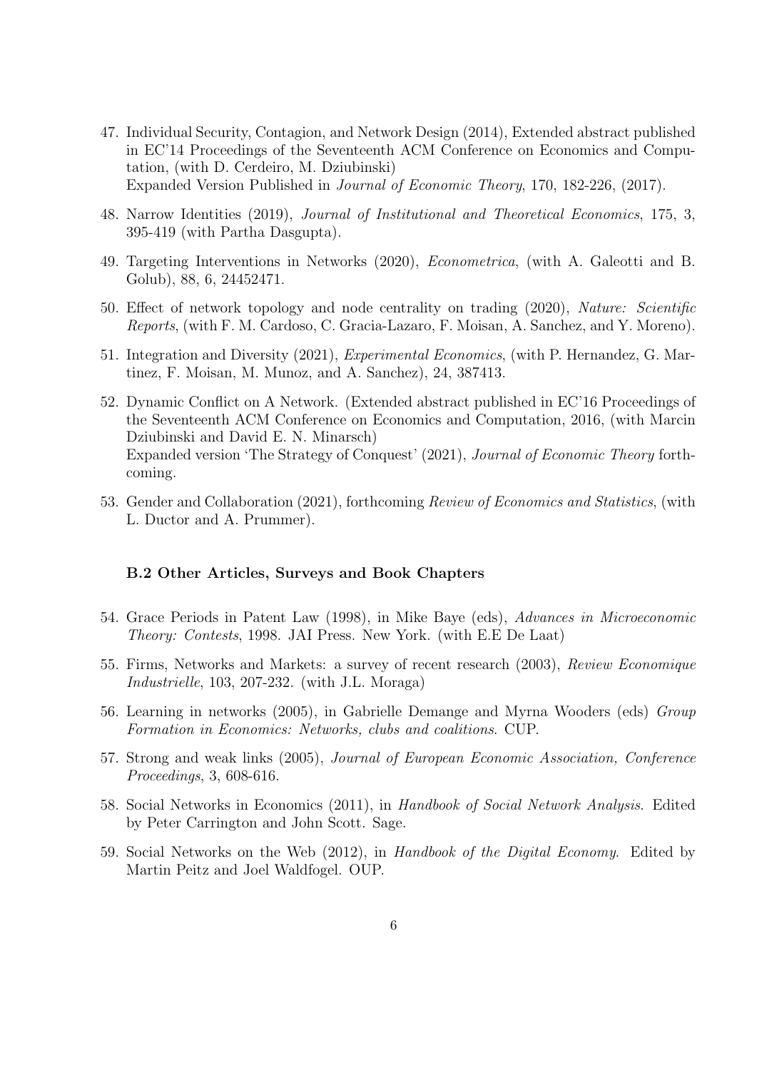47. Individual Security, Contagion, and Network Design (2014), Extended abstract published in EC'14 Proceedings of the Seventeenth ACM Conference on Economics and Computation, (with D. Cerdeiro, M. Dziubinski)
   Expanded Version Published in *Journal of Economic Theory*, 170, 182-226, (2017).

48. Narrow Identities (2019), *Journal of Institutional and Theoretical Economics*, 175, 3, 395-419 (with Partha Dasgupta).

49. Targeting Interventions in Networks (2020), *Econometrica*, (with A. Galeotti and B. Golub), 88, 6, 24452471.

50. Effect of network topology and node centrality on trading (2020), *Nature: Scientific Reports*, (with F. M. Cardoso, C. Gracia-Lazaro, F. Moisan, A. Sanchez, and Y. Moreno).

51. Integration and Diversity (2021), *Experimental Economics*, (with P. Hernandez, G. Martinez, F. Moisan, M. Munoz, and A. Sanchez), 24, 387413.

52. Dynamic Conflict on A Network. (Extended abstract published in EC'16 Proceedings of the Seventeenth ACM Conference on Economics and Computation, 2016, (with Marcin Dziubinski and David E. N. Minarsch)
   Expanded version 'The Strategy of Conquest' (2021), *Journal of Economic Theory* forthcoming.

53. Gender and Collaboration (2021), forthcoming *Review of Economics and Statistics*, (with L. Ductor and A. Prummer).

### B.2 Other Articles, Surveys and Book Chapters

54. Grace Periods in Patent Law (1998), in Mike Baye (eds), *Advances in Microeconomic Theory: Contests*, 1998. JAI Press. New York. (with E.E De Laat)

55. Firms, Networks and Markets: a survey of recent research (2003), *Review Economique Industrielle*, 103, 207-232. (with J.L. Moraga)

56. Learning in networks (2005), in Gabrielle Demange and Myrna Wooders (eds) *Group Formation in Economics: Networks, clubs and coalitions*. CUP.

57. Strong and weak links (2005), *Journal of European Economic Association, Conference Proceedings*, 3, 608-616.

58. Social Networks in Economics (2011), in *Handbook of Social Network Analysis*. Edited by Peter Carrington and John Scott. Sage.

59. Social Networks on the Web (2012), in *Handbook of the Digital Economy*. Edited by Martin Peitz and Joel Waldfogel. OUP.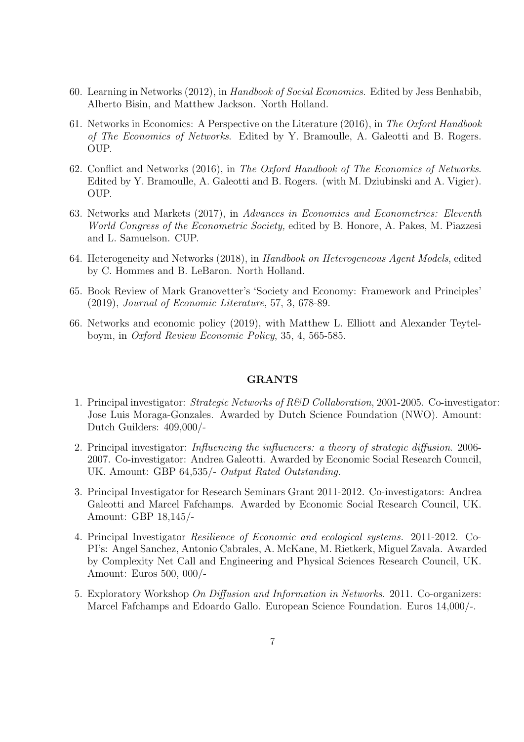60. Learning in Networks (2012), in *Handbook of Social Economics.* Edited by Jess Benhabib, Alberto Bisin, and Matthew Jackson. North Holland.

61. Networks in Economics: A Perspective on the Literature (2016), in *The Oxford Handbook of The Economics of Networks*. Edited by Y. Bramoulle, A. Galeotti and B. Rogers. OUP.

62. Conflict and Networks (2016), in *The Oxford Handbook of The Economics of Networks*. Edited by Y. Bramoulle, A. Galeotti and B. Rogers. (with M. Dziubinski and A. Vigier). OUP.

63. Networks and Markets (2017), in *Advances in Economics and Econometrics: Eleventh World Congress of the Econometric Society,* edited by B. Honore, A. Pakes, M. Piazzesi and L. Samuelson. CUP.

64. Heterogeneity and Networks (2018), in *Handbook on Heterogeneous Agent Models*, edited by C. Hommes and B. LeBaron. North Holland.

65. Book Review of Mark Granovetter's 'Society and Economy: Framework and Principles' (2019), *Journal of Economic Literature*, 57, 3, 678-89.

66. Networks and economic policy (2019), with Matthew L. Elliott and Alexander Teytelboym, in *Oxford Review Economic Policy*, 35, 4, 565-585.

## GRANTS

1. Principal investigator: *Strategic Networks of R&D Collaboration*, 2001-2005. Co-investigator: Jose Luis Moraga-Gonzales. Awarded by Dutch Science Foundation (NWO). Amount: Dutch Guilders: 409,000/-

2. Principal investigator: *Influencing the influencers: a theory of strategic diffusion*. 2006-2007. Co-investigator: Andrea Galeotti. Awarded by Economic Social Research Council, UK. Amount: GBP 64,535/- *Output Rated Outstanding.*

3. Principal Investigator for Research Seminars Grant 2011-2012. Co-investigators: Andrea Galeotti and Marcel Fafchamps. Awarded by Economic Social Research Council, UK. Amount: GBP 18,145/-

4. Principal Investigator *Resilience of Economic and ecological systems.* 2011-2012. Co-PI's: Angel Sanchez, Antonio Cabrales, A. McKane, M. Rietkerk, Miguel Zavala. Awarded by Complexity Net Call and Engineering and Physical Sciences Research Council, UK. Amount: Euros 500, 000/-

5. Exploratory Workshop *On Diffusion and Information in Networks*. 2011. Co-organizers: Marcel Fafchamps and Edoardo Gallo. European Science Foundation. Euros 14,000/-.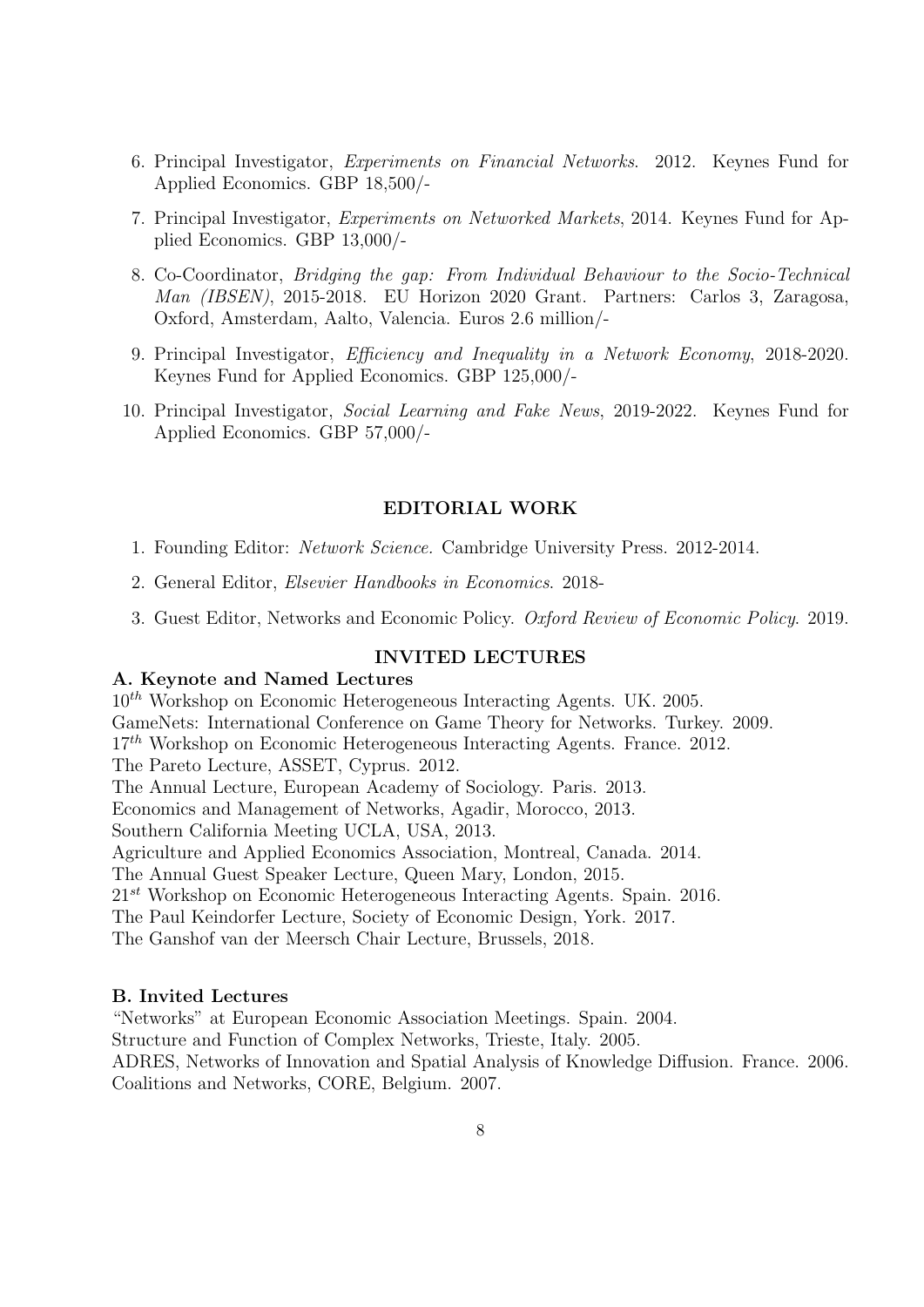6. Principal Investigator, *Experiments on Financial Networks*. 2012. Keynes Fund for Applied Economics. GBP 18,500/-

7. Principal Investigator, *Experiments on Networked Markets*, 2014. Keynes Fund for Applied Economics. GBP 13,000/-

8. Co-Coordinator, *Bridging the gap: From Individual Behaviour to the Socio-Technical Man (IBSEN)*, 2015-2018. EU Horizon 2020 Grant. Partners: Carlos 3, Zaragosa, Oxford, Amsterdam, Aalto, Valencia. Euros 2.6 million/-

9. Principal Investigator, *Efficiency and Inequality in a Network Economy*, 2018-2020. Keynes Fund for Applied Economics. GBP 125,000/-

10. Principal Investigator, *Social Learning and Fake News*, 2019-2022. Keynes Fund for Applied Economics. GBP 57,000/-

## EDITORIAL WORK

1. Founding Editor: *Network Science.* Cambridge University Press. 2012-2014.
2. General Editor, *Elsevier Handbooks in Economics.* 2018-
3. Guest Editor, Networks and Economic Policy. *Oxford Review of Economic Policy.* 2019.

## INVITED LECTURES

### A. Keynote and Named Lectures

$10^{th}$ Workshop on Economic Heterogeneous Interacting Agents. UK. 2005.
GameNets: International Conference on Game Theory for Networks. Turkey. 2009.
$17^{th}$ Workshop on Economic Heterogeneous Interacting Agents. France. 2012.
The Pareto Lecture, ASSET, Cyprus. 2012.
The Annual Lecture, European Academy of Sociology. Paris. 2013.
Economics and Management of Networks, Agadir, Morocco, 2013.
Southern California Meeting UCLA, USA, 2013.
Agriculture and Applied Economics Association, Montreal, Canada. 2014.
The Annual Guest Speaker Lecture, Queen Mary, London, 2015.
$21^{st}$ Workshop on Economic Heterogeneous Interacting Agents. Spain. 2016.
The Paul Keindorfer Lecture, Society of Economic Design, York. 2017.
The Ganshof van der Meersch Chair Lecture, Brussels, 2018.

### B. Invited Lectures

"Networks" at European Economic Association Meetings. Spain. 2004.
Structure and Function of Complex Networks, Trieste, Italy. 2005.
ADRES, Networks of Innovation and Spatial Analysis of Knowledge Diffusion. France. 2006.
Coalitions and Networks, CORE, Belgium. 2007.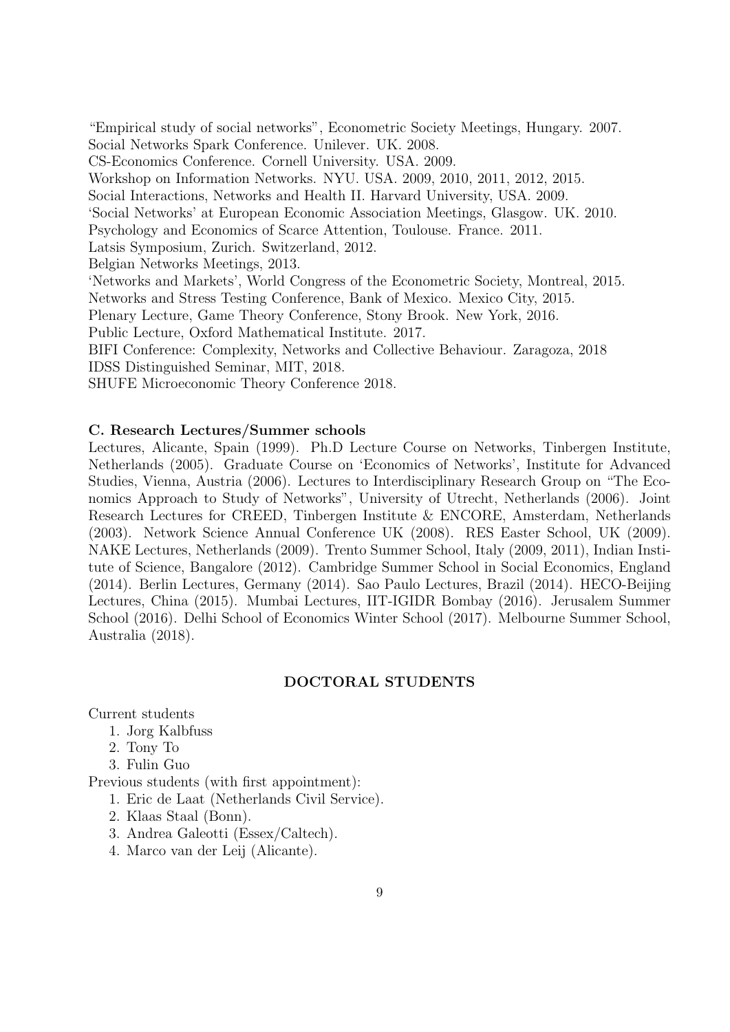"Empirical study of social networks", Econometric Society Meetings, Hungary. 2007.
Social Networks Spark Conference. Unilever. UK. 2008.
CS-Economics Conference. Cornell University. USA. 2009.
Workshop on Information Networks. NYU. USA. 2009, 2010, 2011, 2012, 2015.
Social Interactions, Networks and Health II. Harvard University, USA. 2009.
'Social Networks' at European Economic Association Meetings, Glasgow. UK. 2010.
Psychology and Economics of Scarce Attention, Toulouse. France. 2011.
Latsis Symposium, Zurich. Switzerland, 2012.
Belgian Networks Meetings, 2013.
'Networks and Markets', World Congress of the Econometric Society, Montreal, 2015.
Networks and Stress Testing Conference, Bank of Mexico. Mexico City, 2015.
Plenary Lecture, Game Theory Conference, Stony Brook. New York, 2016.
Public Lecture, Oxford Mathematical Institute. 2017.
BIFI Conference: Complexity, Networks and Collective Behaviour. Zaragoza, 2018
IDSS Distinguished Seminar, MIT, 2018.
SHUFE Microeconomic Theory Conference 2018.

**C. Research Lectures/Summer schools**

Lectures, Alicante, Spain (1999). Ph.D Lecture Course on Networks, Tinbergen Institute, Netherlands (2005). Graduate Course on 'Economics of Networks', Institute for Advanced Studies, Vienna, Austria (2006). Lectures to Interdisciplinary Research Group on "The Economics Approach to Study of Networks", University of Utrecht, Netherlands (2006). Joint Research Lectures for CREED, Tinbergen Institute & ENCORE, Amsterdam, Netherlands (2003). Network Science Annual Conference UK (2008). RES Easter School, UK (2009). NAKE Lectures, Netherlands (2009). Trento Summer School, Italy (2009, 2011), Indian Institute of Science, Bangalore (2012). Cambridge Summer School in Social Economics, England (2014). Berlin Lectures, Germany (2014). Sao Paulo Lectures, Brazil (2014). HECO-Beijing Lectures, China (2015). Mumbai Lectures, IIT-IGIDR Bombay (2016). Jerusalem Summer School (2016). Delhi School of Economics Winter School (2017). Melbourne Summer School, Australia (2018).

## DOCTORAL STUDENTS

Current students

1. Jorg Kalbfuss
2. Tony To
3. Fulin Guo

Previous students (with first appointment):

1. Eric de Laat (Netherlands Civil Service).
2. Klaas Staal (Bonn).
3. Andrea Galeotti (Essex/Caltech).
4. Marco van der Leij (Alicante).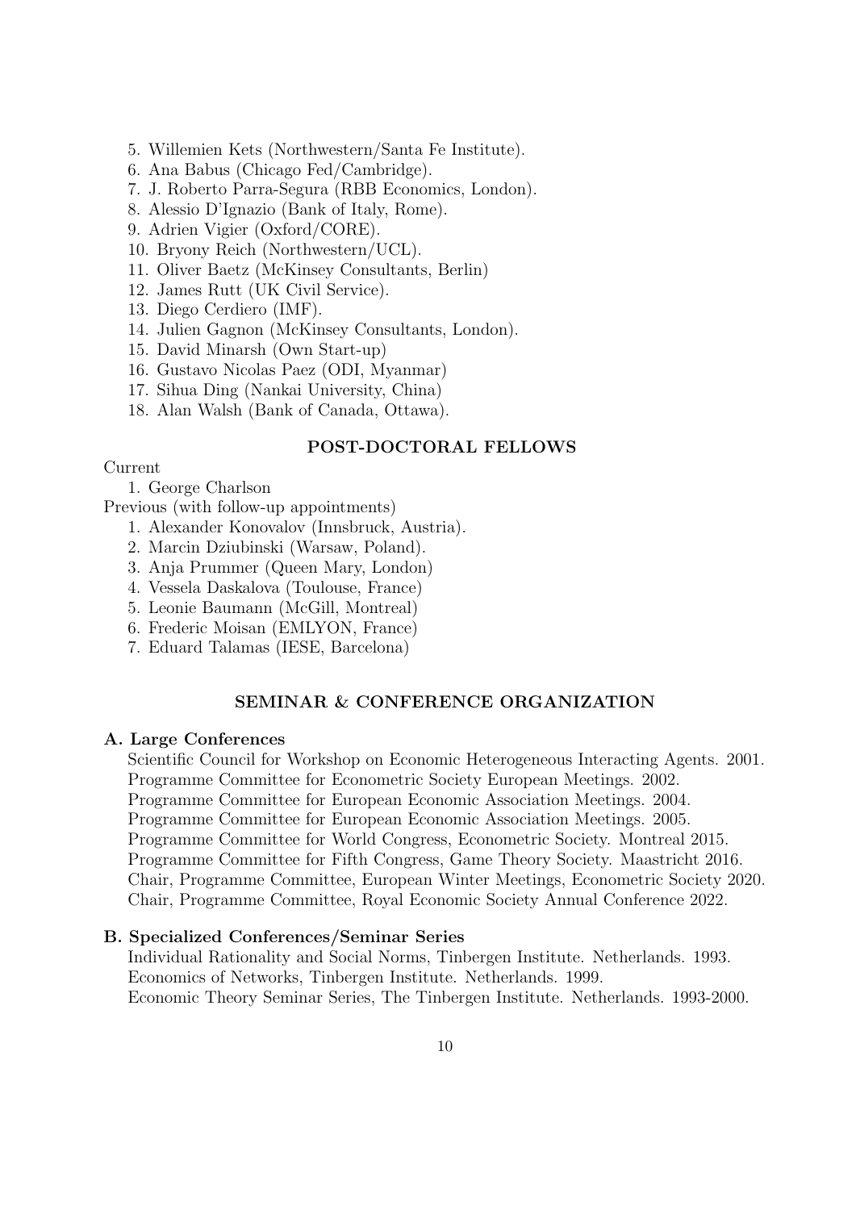5. Willemien Kets (Northwestern/Santa Fe Institute).
6. Ana Babus (Chicago Fed/Cambridge).
7. J. Roberto Parra-Segura (RBB Economics, London).
8. Alessio D'Ignazio (Bank of Italy, Rome).
9. Adrien Vigier (Oxford/CORE).
10. Bryony Reich (Northwestern/UCL).
11. Oliver Baetz (McKinsey Consultants, Berlin)
12. James Rutt (UK Civil Service).
13. Diego Cerdiero (IMF).
14. Julien Gagnon (McKinsey Consultants, London).
15. David Minarsh (Own Start-up)
16. Gustavo Nicolas Paez (ODI, Myanmar)
17. Sihua Ding (Nankai University, China)
18. Alan Walsh (Bank of Canada, Ottawa).

## POST-DOCTORAL FELLOWS

Current

1. George Charlson

Previous (with follow-up appointments)

1. Alexander Konovalov (Innsbruck, Austria).
2. Marcin Dziubinski (Warsaw, Poland).
3. Anja Prummer (Queen Mary, London)
4. Vessela Daskalova (Toulouse, France)
5. Leonie Baumann (McGill, Montreal)
6. Frederic Moisan (EMLYON, France)
7. Eduard Talamas (IESE, Barcelona)

## SEMINAR & CONFERENCE ORGANIZATION

### A. Large Conferences

Scientific Council for Workshop on Economic Heterogeneous Interacting Agents. 2001.
Programme Committee for Econometric Society European Meetings. 2002.
Programme Committee for European Economic Association Meetings. 2004.
Programme Committee for European Economic Association Meetings. 2005.
Programme Committee for World Congress, Econometric Society. Montreal 2015.
Programme Committee for Fifth Congress, Game Theory Society. Maastricht 2016.
Chair, Programme Committee, European Winter Meetings, Econometric Society 2020.
Chair, Programme Committee, Royal Economic Society Annual Conference 2022.

### B. Specialized Conferences/Seminar Series

Individual Rationality and Social Norms, Tinbergen Institute. Netherlands. 1993.
Economics of Networks, Tinbergen Institute. Netherlands. 1999.
Economic Theory Seminar Series, The Tinbergen Institute. Netherlands. 1993-2000.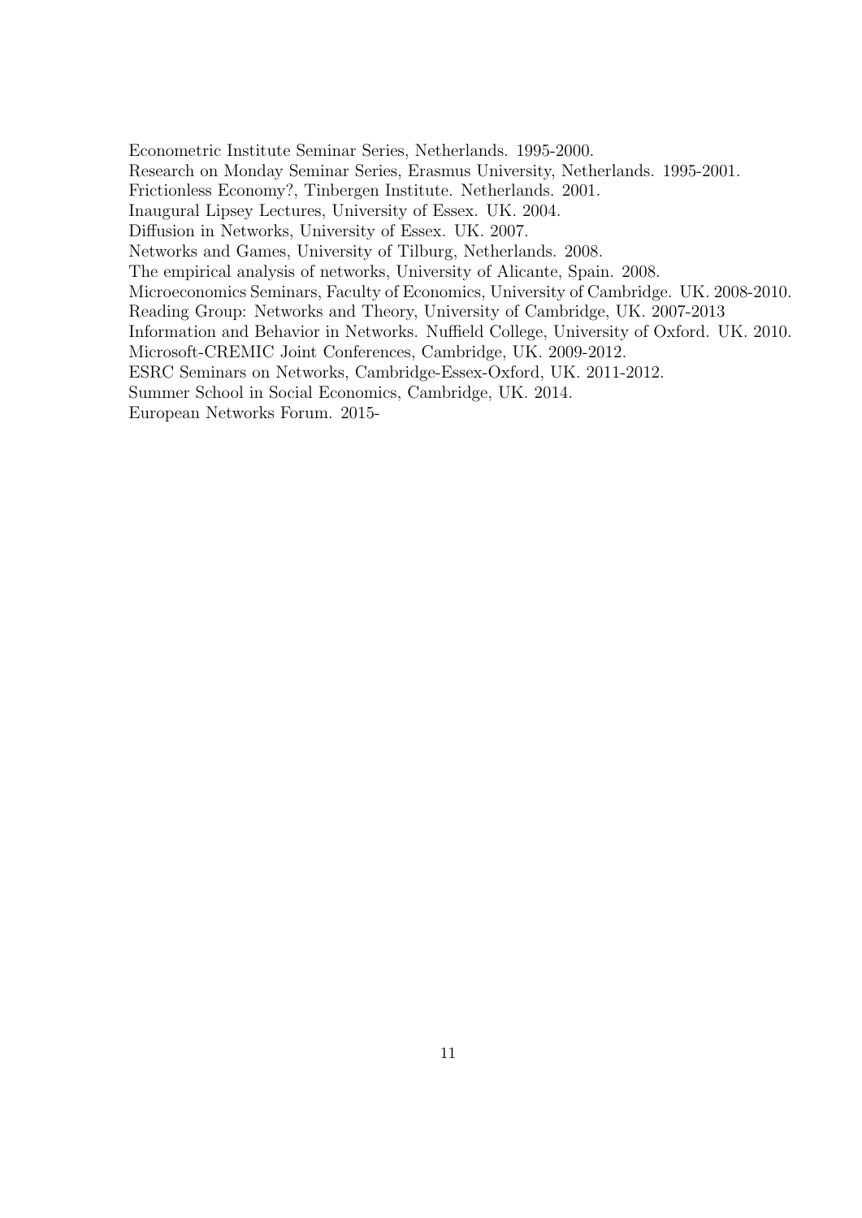Econometric Institute Seminar Series, Netherlands. 1995-2000.
Research on Monday Seminar Series, Erasmus University, Netherlands. 1995-2001.
Frictionless Economy?, Tinbergen Institute. Netherlands. 2001.
Inaugural Lipsey Lectures, University of Essex. UK. 2004.
Diffusion in Networks, University of Essex. UK. 2007.
Networks and Games, University of Tilburg, Netherlands. 2008.
The empirical analysis of networks, University of Alicante, Spain. 2008.
Microeconomics Seminars, Faculty of Economics, University of Cambridge. UK. 2008-2010.
Reading Group: Networks and Theory, University of Cambridge, UK. 2007-2013
Information and Behavior in Networks. Nuffield College, University of Oxford. UK. 2010.
Microsoft-CREMIC Joint Conferences, Cambridge, UK. 2009-2012.
ESRC Seminars on Networks, Cambridge-Essex-Oxford, UK. 2011-2012.
Summer School in Social Economics, Cambridge, UK. 2014.
European Networks Forum. 2015-